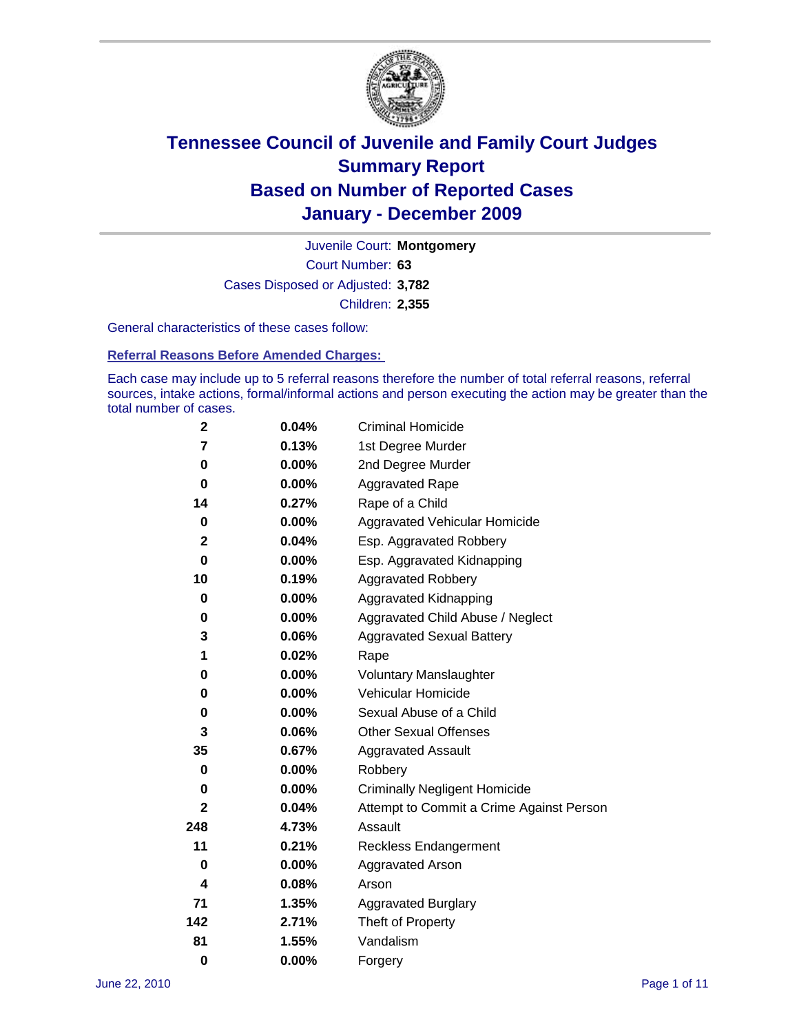# Tennessee Council of Juvenile and Family Court Judges
## Summary Report
## Based on Number of Reported Cases
## January - December 2009

Juvenile Court: **Montgomery**

Court Number: **63**

Cases Disposed or Adjusted: **3,782**

Children: **2,355**

General characteristics of these cases follow:

### Referral Reasons Before Amended Charges:

Each case may include up to 5 referral reasons therefore the number of total referral reasons, referral sources, intake actions, formal/informal actions and person executing the action may be greater than the total number of cases.

| | | |
|---|---|---|
| **2** | **0.04%** | Criminal Homicide |
| **7** | **0.13%** | 1st Degree Murder |
| **0** | **0.00%** | 2nd Degree Murder |
| **0** | **0.00%** | Aggravated Rape |
| **14** | **0.27%** | Rape of a Child |
| **0** | **0.00%** | Aggravated Vehicular Homicide |
| **2** | **0.04%** | Esp. Aggravated Robbery |
| **0** | **0.00%** | Esp. Aggravated Kidnapping |
| **10** | **0.19%** | Aggravated Robbery |
| **0** | **0.00%** | Aggravated Kidnapping |
| **0** | **0.00%** | Aggravated Child Abuse / Neglect |
| **3** | **0.06%** | Aggravated Sexual Battery |
| **1** | **0.02%** | Rape |
| **0** | **0.00%** | Voluntary Manslaughter |
| **0** | **0.00%** | Vehicular Homicide |
| **0** | **0.00%** | Sexual Abuse of a Child |
| **3** | **0.06%** | Other Sexual Offenses |
| **35** | **0.67%** | Aggravated Assault |
| **0** | **0.00%** | Robbery |
| **0** | **0.00%** | Criminally Negligent Homicide |
| **2** | **0.04%** | Attempt to Commit a Crime Against Person |
| **248** | **4.73%** | Assault |
| **11** | **0.21%** | Reckless Endangerment |
| **0** | **0.00%** | Aggravated Arson |
| **4** | **0.08%** | Arson |
| **71** | **1.35%** | Aggravated Burglary |
| **142** | **2.71%** | Theft of Property |
| **81** | **1.55%** | Vandalism |
| **0** | **0.00%** | Forgery |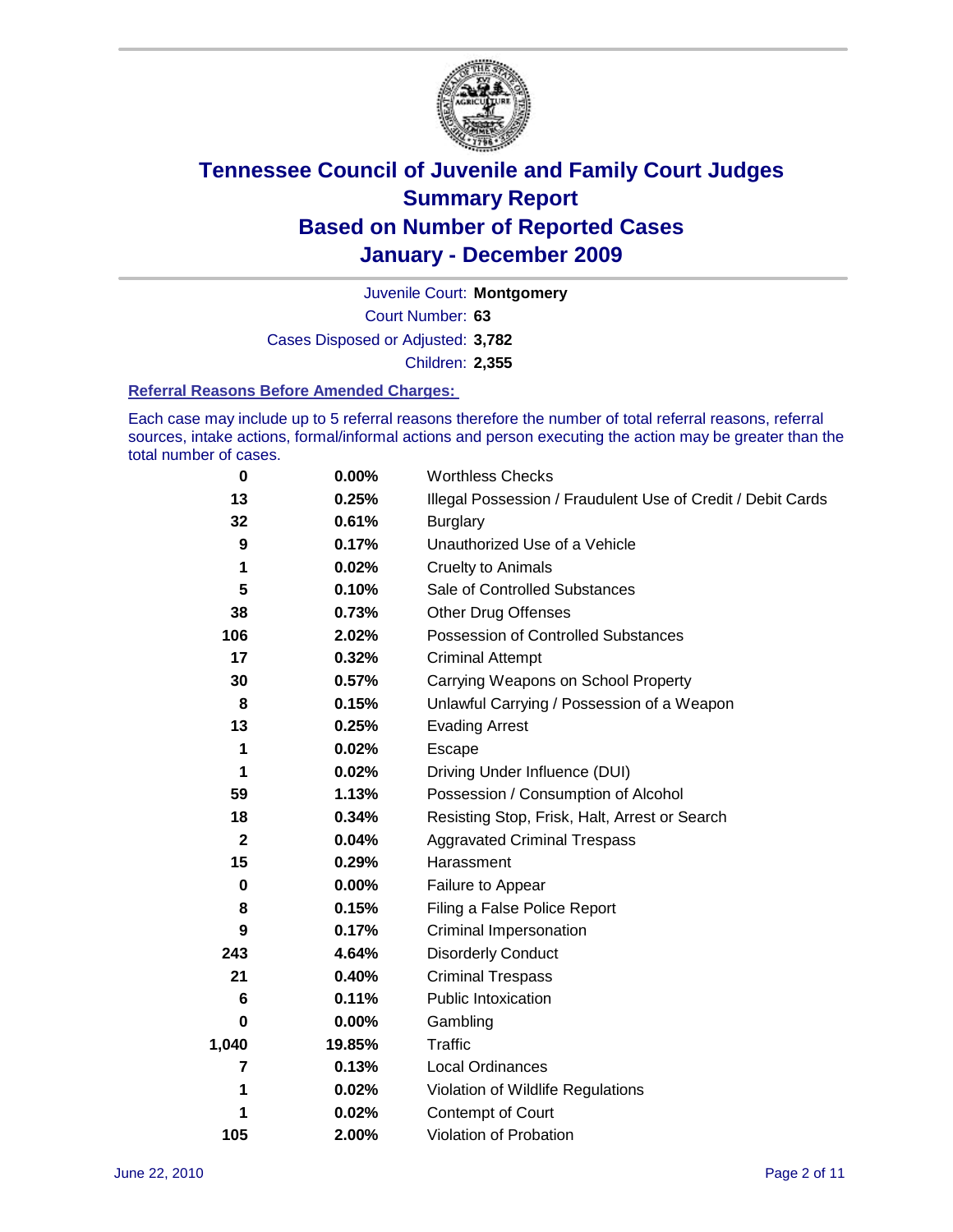# Tennessee Council of Juvenile and Family Court Judges
## Summary Report
## Based on Number of Reported Cases
## January - December 2009

Juvenile Court: **Montgomery**
Court Number: **63**
Cases Disposed or Adjusted: **3,782**
Children: **2,355**

### Referral Reasons Before Amended Charges:

Each case may include up to 5 referral reasons therefore the number of total referral reasons, referral sources, intake actions, formal/informal actions and person executing the action may be greater than the total number of cases.

| Count | Percent | Referral Reason |
|---|---|---|
| 0 | 0.00% | Worthless Checks |
| 13 | 0.25% | Illegal Possession / Fraudulent Use of Credit / Debit Cards |
| 32 | 0.61% | Burglary |
| 9 | 0.17% | Unauthorized Use of a Vehicle |
| 1 | 0.02% | Cruelty to Animals |
| 5 | 0.10% | Sale of Controlled Substances |
| 38 | 0.73% | Other Drug Offenses |
| 106 | 2.02% | Possession of Controlled Substances |
| 17 | 0.32% | Criminal Attempt |
| 30 | 0.57% | Carrying Weapons on School Property |
| 8 | 0.15% | Unlawful Carrying / Possession of a Weapon |
| 13 | 0.25% | Evading Arrest |
| 1 | 0.02% | Escape |
| 1 | 0.02% | Driving Under Influence (DUI) |
| 59 | 1.13% | Possession / Consumption of Alcohol |
| 18 | 0.34% | Resisting Stop, Frisk, Halt, Arrest or Search |
| 2 | 0.04% | Aggravated Criminal Trespass |
| 15 | 0.29% | Harassment |
| 0 | 0.00% | Failure to Appear |
| 8 | 0.15% | Filing a False Police Report |
| 9 | 0.17% | Criminal Impersonation |
| 243 | 4.64% | Disorderly Conduct |
| 21 | 0.40% | Criminal Trespass |
| 6 | 0.11% | Public Intoxication |
| 0 | 0.00% | Gambling |
| 1,040 | 19.85% | Traffic |
| 7 | 0.13% | Local Ordinances |
| 1 | 0.02% | Violation of Wildlife Regulations |
| 1 | 0.02% | Contempt of Court |
| 105 | 2.00% | Violation of Probation |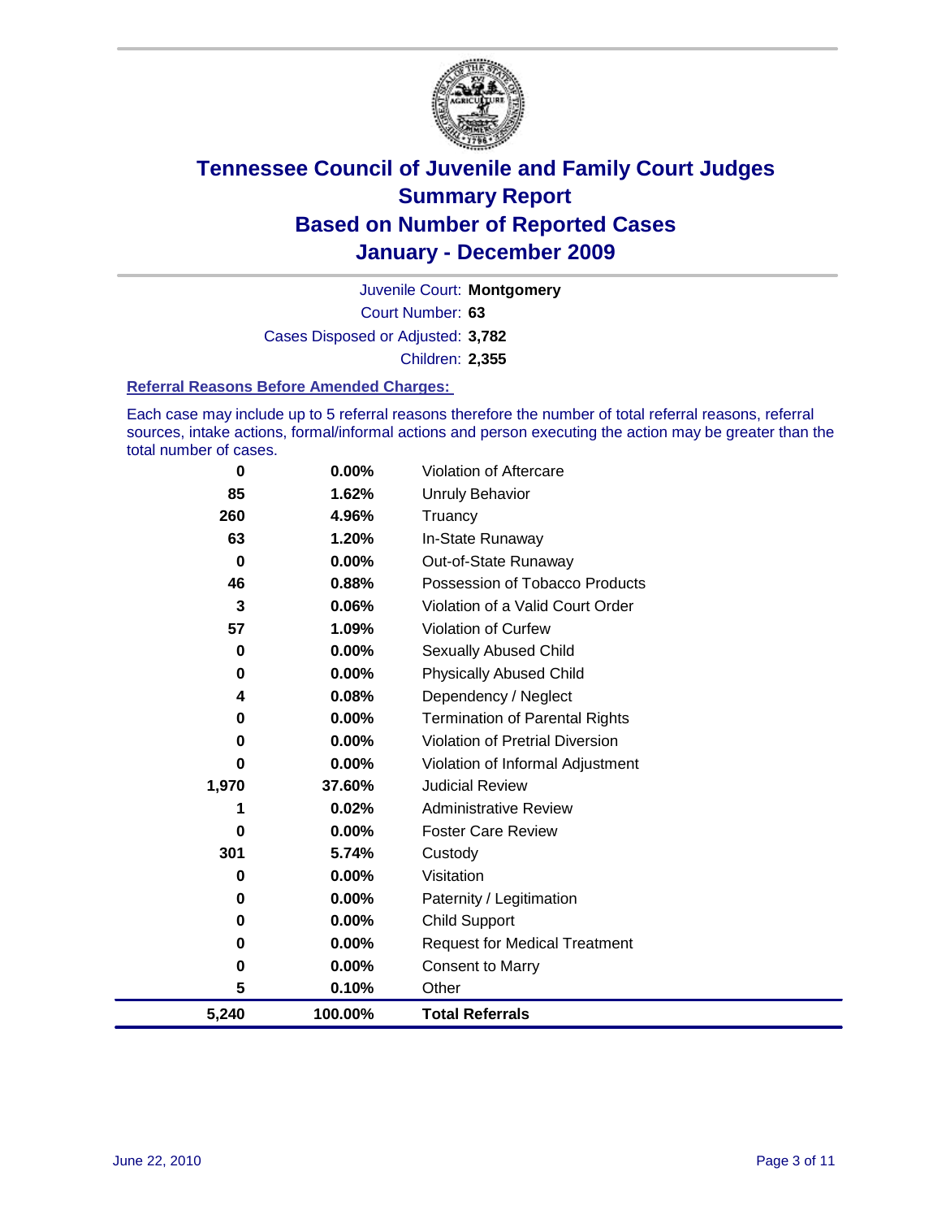# Tennessee Council of Juvenile and Family Court Judges
## Summary Report
## Based on Number of Reported Cases
## January - December 2009

Juvenile Court: **Montgomery**

Court Number: **63**

Cases Disposed or Adjusted: **3,782**

Children: **2,355**

### Referral Reasons Before Amended Charges:

Each case may include up to 5 referral reasons therefore the number of total referral reasons, referral sources, intake actions, formal/informal actions and person executing the action may be greater than the total number of cases.

| Count | Percent | Referral Reason |
|---|---|---|
| 0 | 0.00% | Violation of Aftercare |
| 85 | 1.62% | Unruly Behavior |
| 260 | 4.96% | Truancy |
| 63 | 1.20% | In-State Runaway |
| 0 | 0.00% | Out-of-State Runaway |
| 46 | 0.88% | Possession of Tobacco Products |
| 3 | 0.06% | Violation of a Valid Court Order |
| 57 | 1.09% | Violation of Curfew |
| 0 | 0.00% | Sexually Abused Child |
| 0 | 0.00% | Physically Abused Child |
| 4 | 0.08% | Dependency / Neglect |
| 0 | 0.00% | Termination of Parental Rights |
| 0 | 0.00% | Violation of Pretrial Diversion |
| 0 | 0.00% | Violation of Informal Adjustment |
| 1,970 | 37.60% | Judicial Review |
| 1 | 0.02% | Administrative Review |
| 0 | 0.00% | Foster Care Review |
| 301 | 5.74% | Custody |
| 0 | 0.00% | Visitation |
| 0 | 0.00% | Paternity / Legitimation |
| 0 | 0.00% | Child Support |
| 0 | 0.00% | Request for Medical Treatment |
| 0 | 0.00% | Consent to Marry |
| 5 | 0.10% | Other |
| **5,240** | **100.00%** | **Total Referrals** |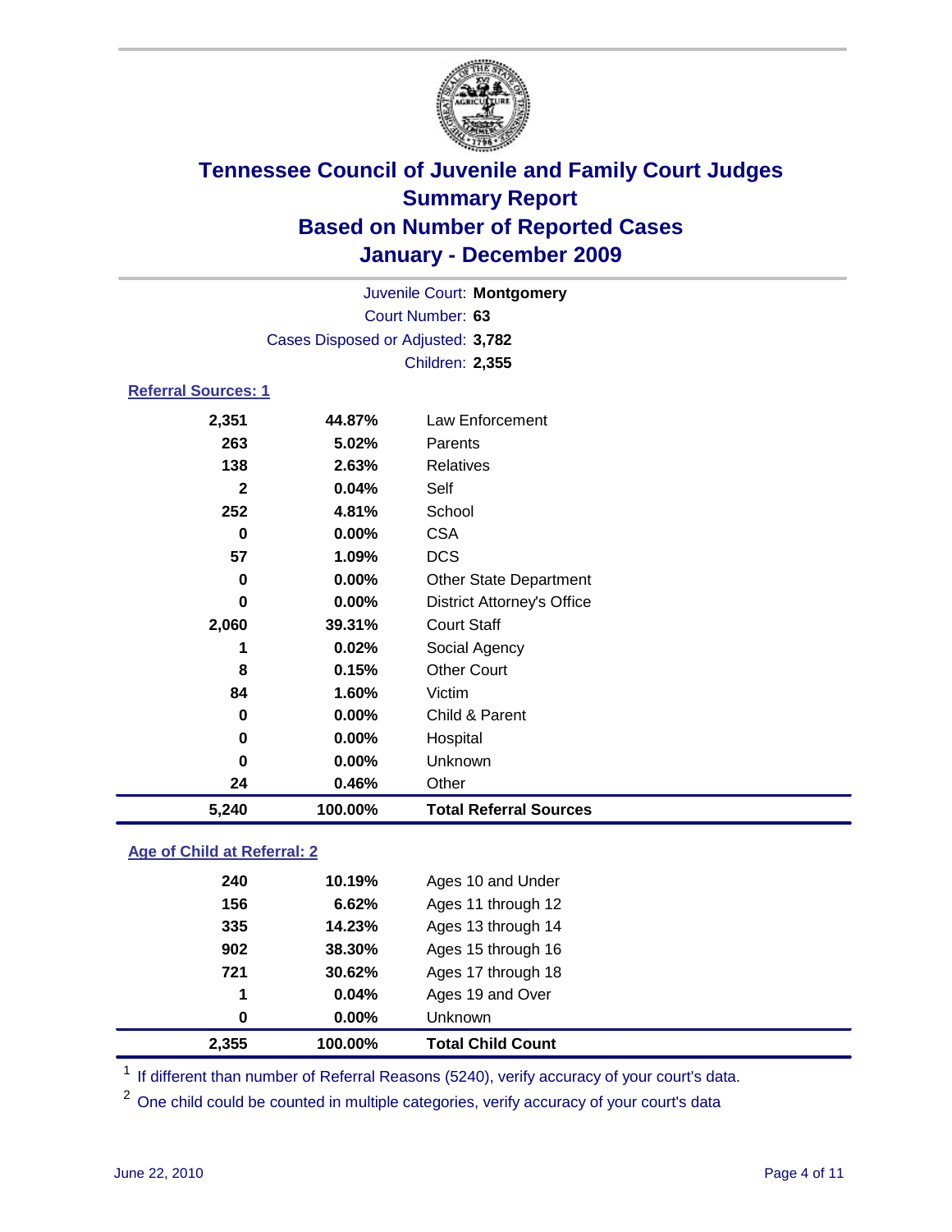# Tennessee Council of Juvenile and Family Court Judges
## Summary Report
## Based on Number of Reported Cases
## January - December 2009

Juvenile Court: **Montgomery**
Court Number: **63**
Cases Disposed or Adjusted: **3,782**
Children: **2,355**

### Referral Sources: 1

| | | |
|---|---|---|
| 2,351 | 44.87% | Law Enforcement |
| 263 | 5.02% | Parents |
| 138 | 2.63% | Relatives |
| 2 | 0.04% | Self |
| 252 | 4.81% | School |
| 0 | 0.00% | CSA |
| 57 | 1.09% | DCS |
| 0 | 0.00% | Other State Department |
| 0 | 0.00% | District Attorney's Office |
| 2,060 | 39.31% | Court Staff |
| 1 | 0.02% | Social Agency |
| 8 | 0.15% | Other Court |
| 84 | 1.60% | Victim |
| 0 | 0.00% | Child & Parent |
| 0 | 0.00% | Hospital |
| 0 | 0.00% | Unknown |
| 24 | 0.46% | Other |
| **5,240** | **100.00%** | **Total Referral Sources** |

### Age of Child at Referral: 2

| | | |
|---|---|---|
| 240 | 10.19% | Ages 10 and Under |
| 156 | 6.62% | Ages 11 through 12 |
| 335 | 14.23% | Ages 13 through 14 |
| 902 | 38.30% | Ages 15 through 16 |
| 721 | 30.62% | Ages 17 through 18 |
| 1 | 0.04% | Ages 19 and Over |
| 0 | 0.00% | Unknown |
| **2,355** | **100.00%** | **Total Child Count** |

[1] If different than number of Referral Reasons (5240), verify accuracy of your court's data.

[2] One child could be counted in multiple categories, verify accuracy of your court's data

June 22, 2010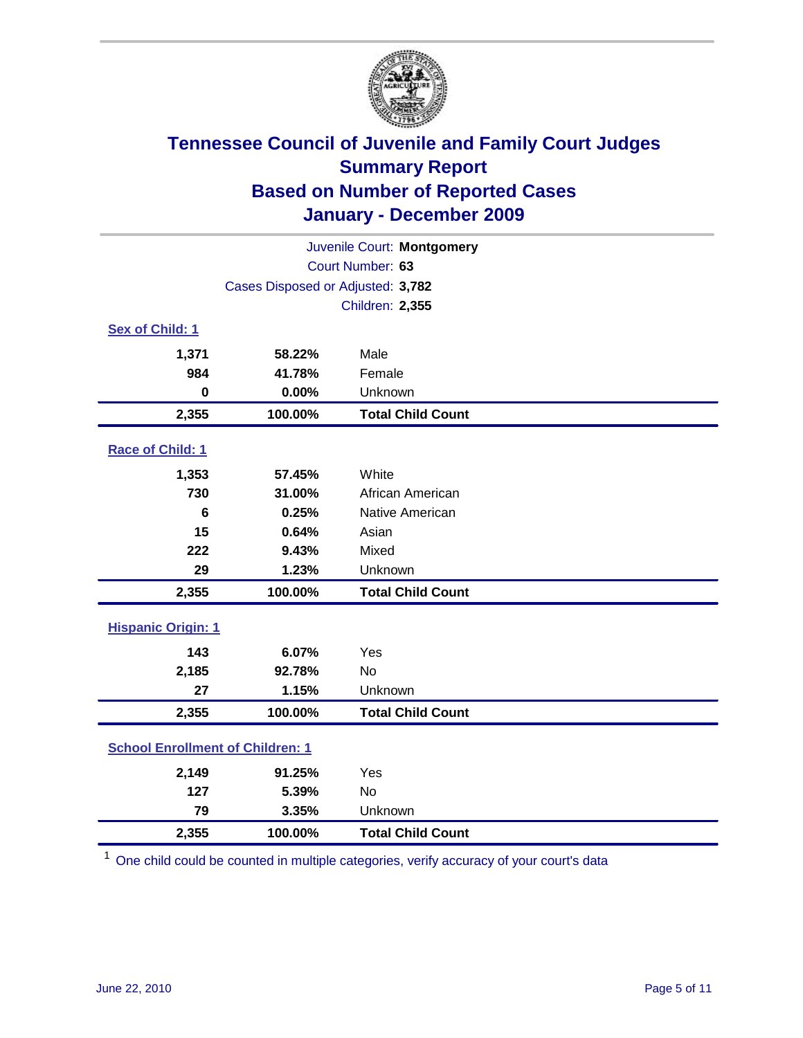# Tennessee Council of Juvenile and Family Court Judges
## Summary Report
## Based on Number of Reported Cases
## January - December 2009

Juvenile Court: **Montgomery**

Court Number: **63**

Cases Disposed or Adjusted: **3,782**

Children: **2,355**

### Sex of Child: 1

| Count | Percent | Category |
|---|---|---|
| 1,371 | 58.22% | Male |
| 984 | 41.78% | Female |
| 0 | 0.00% | Unknown |
| **2,355** | **100.00%** | **Total Child Count** |

### Race of Child: 1

| Count | Percent | Category |
|---|---|---|
| 1,353 | 57.45% | White |
| 730 | 31.00% | African American |
| 6 | 0.25% | Native American |
| 15 | 0.64% | Asian |
| 222 | 9.43% | Mixed |
| 29 | 1.23% | Unknown |
| **2,355** | **100.00%** | **Total Child Count** |

### Hispanic Origin: 1

| Count | Percent | Category |
|---|---|---|
| 143 | 6.07% | Yes |
| 2,185 | 92.78% | No |
| 27 | 1.15% | Unknown |
| **2,355** | **100.00%** | **Total Child Count** |

### School Enrollment of Children: 1

| Count | Percent | Category |
|---|---|---|
| 2,149 | 91.25% | Yes |
| 127 | 5.39% | No |
| 79 | 3.35% | Unknown |
| **2,355** | **100.00%** | **Total Child Count** |

[1] One child could be counted in multiple categories, verify accuracy of your court's data

June 22, 2010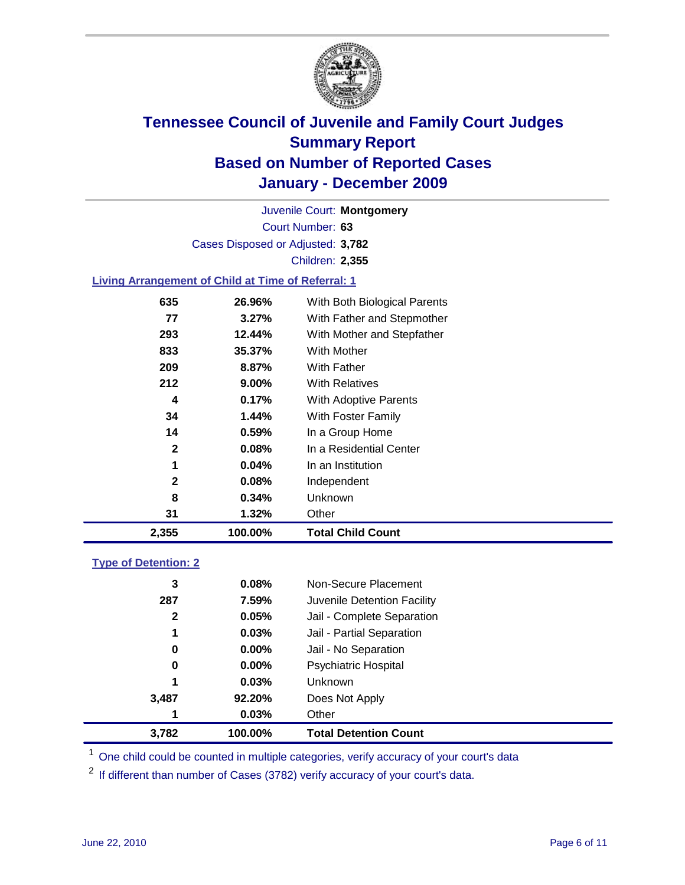# Tennessee Council of Juvenile and Family Court Judges
## Summary Report
## Based on Number of Reported Cases
## January - December 2009

Juvenile Court: **Montgomery**

Court Number: **63**

Cases Disposed or Adjusted: **3,782**

Children: **2,355**

### Living Arrangement of Child at Time of Referral: 1

| Count | Percent | Category |
|---|---|---|
| 635 | 26.96% | With Both Biological Parents |
| 77 | 3.27% | With Father and Stepmother |
| 293 | 12.44% | With Mother and Stepfather |
| 833 | 35.37% | With Mother |
| 209 | 8.87% | With Father |
| 212 | 9.00% | With Relatives |
| 4 | 0.17% | With Adoptive Parents |
| 34 | 1.44% | With Foster Family |
| 14 | 0.59% | In a Group Home |
| 2 | 0.08% | In a Residential Center |
| 1 | 0.04% | In an Institution |
| 2 | 0.08% | Independent |
| 8 | 0.34% | Unknown |
| 31 | 1.32% | Other |
| **2,355** | **100.00%** | **Total Child Count** |

### Type of Detention: 2

| Count | Percent | Category |
|---|---|---|
| 3 | 0.08% | Non-Secure Placement |
| 287 | 7.59% | Juvenile Detention Facility |
| 2 | 0.05% | Jail - Complete Separation |
| 1 | 0.03% | Jail - Partial Separation |
| 0 | 0.00% | Jail - No Separation |
| 0 | 0.00% | Psychiatric Hospital |
| 1 | 0.03% | Unknown |
| 3,487 | 92.20% | Does Not Apply |
| 1 | 0.03% | Other |
| **3,782** | **100.00%** | **Total Detention Count** |

[1] One child could be counted in multiple categories, verify accuracy of your court's data

[2] If different than number of Cases (3782) verify accuracy of your court's data.

June 22, 2010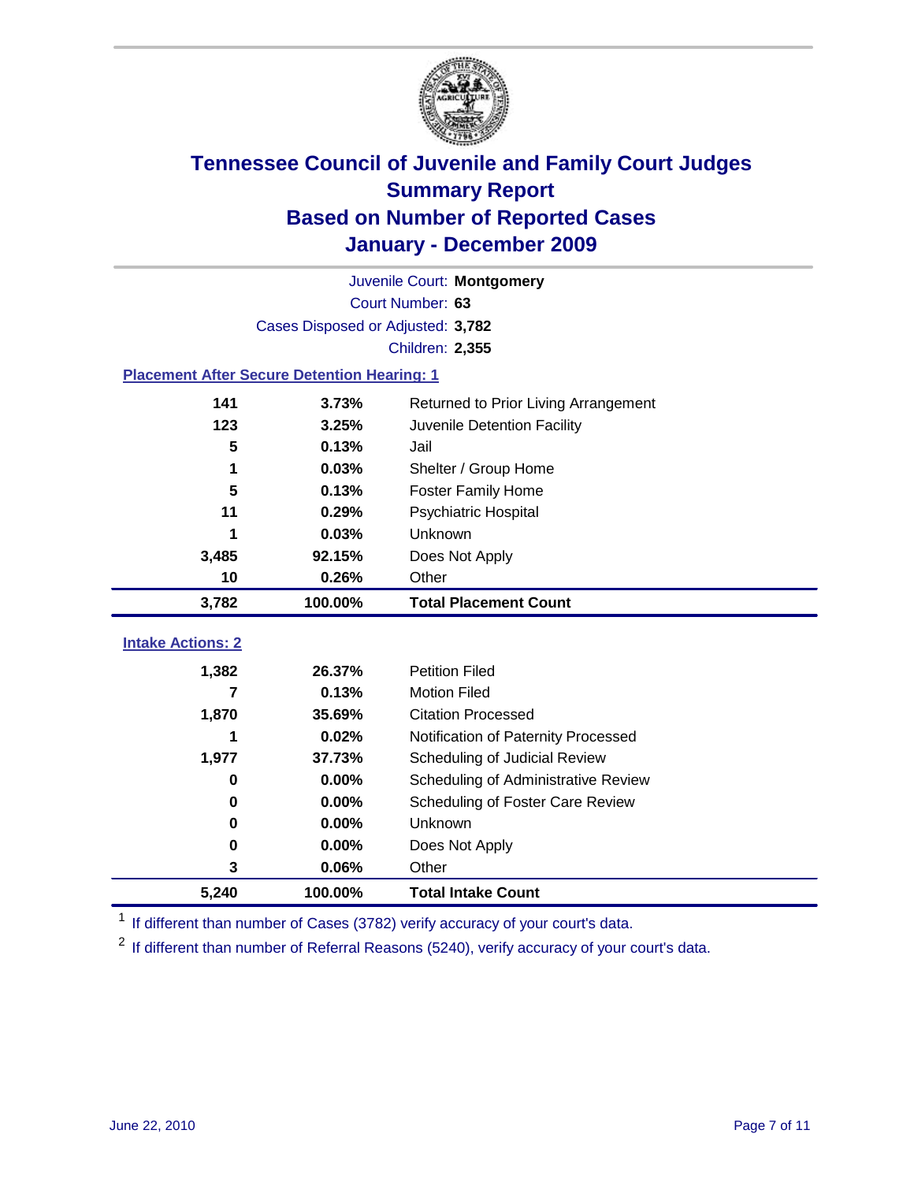# Tennessee Council of Juvenile and Family Court Judges
## Summary Report
## Based on Number of Reported Cases
## January - December 2009

Juvenile Court: **Montgomery**

Court Number: **63**

Cases Disposed or Adjusted: **3,782**

Children: **2,355**

### Placement After Secure Detention Hearing: 1

| | | |
|---|---|---|
| 141 | 3.73% | Returned to Prior Living Arrangement |
| 123 | 3.25% | Juvenile Detention Facility |
| 5 | 0.13% | Jail |
| 1 | 0.03% | Shelter / Group Home |
| 5 | 0.13% | Foster Family Home |
| 11 | 0.29% | Psychiatric Hospital |
| 1 | 0.03% | Unknown |
| 3,485 | 92.15% | Does Not Apply |
| 10 | 0.26% | Other |
| **3,782** | **100.00%** | **Total Placement Count** |

### Intake Actions: 2

| | | |
|---|---|---|
| 1,382 | 26.37% | Petition Filed |
| 7 | 0.13% | Motion Filed |
| 1,870 | 35.69% | Citation Processed |
| 1 | 0.02% | Notification of Paternity Processed |
| 1,977 | 37.73% | Scheduling of Judicial Review |
| 0 | 0.00% | Scheduling of Administrative Review |
| 0 | 0.00% | Scheduling of Foster Care Review |
| 0 | 0.00% | Unknown |
| 0 | 0.00% | Does Not Apply |
| 3 | 0.06% | Other |
| **5,240** | **100.00%** | **Total Intake Count** |

[1] If different than number of Cases (3782) verify accuracy of your court's data.

[2] If different than number of Referral Reasons (5240), verify accuracy of your court's data.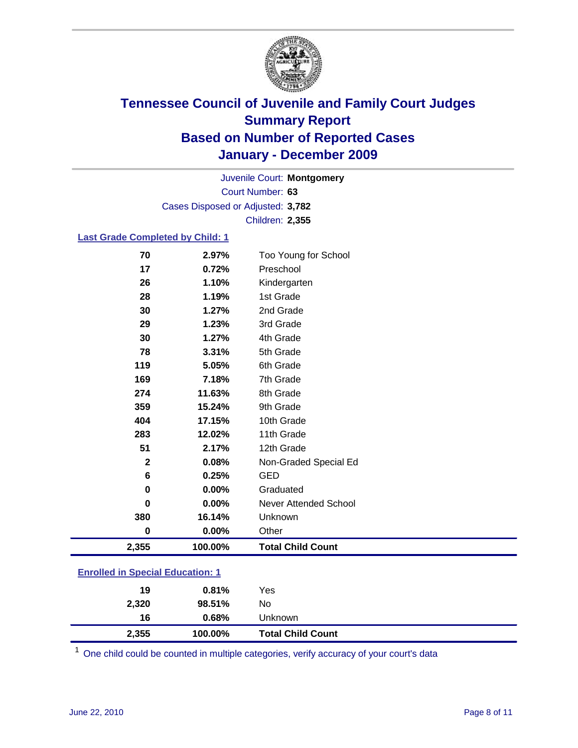# Tennessee Council of Juvenile and Family Court Judges
## Summary Report
## Based on Number of Reported Cases
## January - December 2009

Juvenile Court: **Montgomery**

Court Number: **63**

Cases Disposed or Adjusted: **3,782**

Children: **2,355**

### Last Grade Completed by Child: 1

| | | |
|---|---|---|
| 70 | 2.97% | Too Young for School |
| 17 | 0.72% | Preschool |
| 26 | 1.10% | Kindergarten |
| 28 | 1.19% | 1st Grade |
| 30 | 1.27% | 2nd Grade |
| 29 | 1.23% | 3rd Grade |
| 30 | 1.27% | 4th Grade |
| 78 | 3.31% | 5th Grade |
| 119 | 5.05% | 6th Grade |
| 169 | 7.18% | 7th Grade |
| 274 | 11.63% | 8th Grade |
| 359 | 15.24% | 9th Grade |
| 404 | 17.15% | 10th Grade |
| 283 | 12.02% | 11th Grade |
| 51 | 2.17% | 12th Grade |
| 2 | 0.08% | Non-Graded Special Ed |
| 6 | 0.25% | GED |
| 0 | 0.00% | Graduated |
| 0 | 0.00% | Never Attended School |
| 380 | 16.14% | Unknown |
| 0 | 0.00% | Other |
| **2,355** | **100.00%** | **Total Child Count** |

### Enrolled in Special Education: 1

| | | |
|---|---|---|
| 19 | 0.81% | Yes |
| 2,320 | 98.51% | No |
| 16 | 0.68% | Unknown |
| **2,355** | **100.00%** | **Total Child Count** |

[1] One child could be counted in multiple categories, verify accuracy of your court's data

June 22, 2010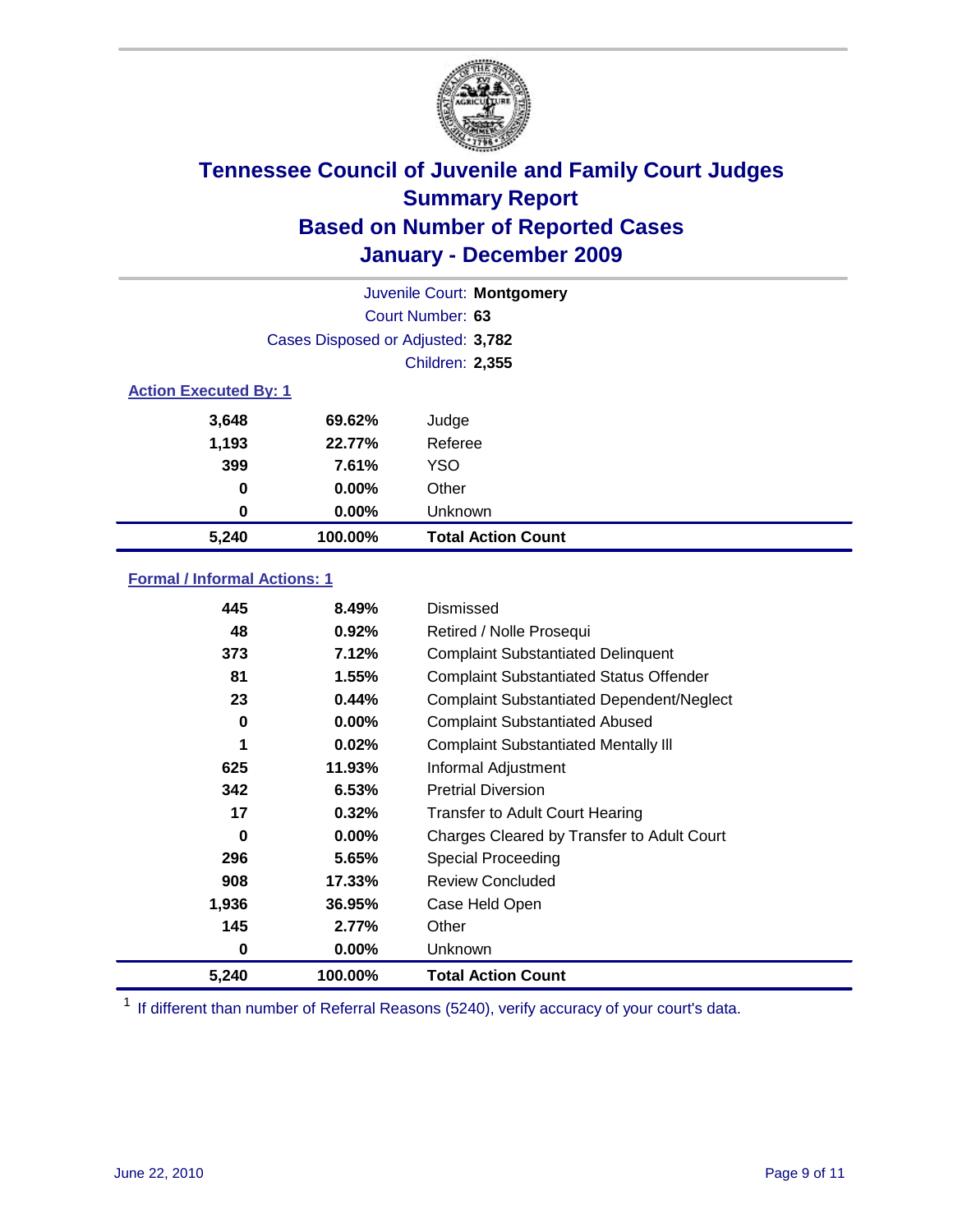# Tennessee Council of Juvenile and Family Court Judges
## Summary Report
## Based on Number of Reported Cases
## January - December 2009

| | |
|---|---|
| Juvenile Court: | **Montgomery** |
| Court Number: | **63** |
| Cases Disposed or Adjusted: | **3,782** |
| Children: | **2,355** |

### Action Executed By: 1

| | | |
|---|---|---|
| 3,648 | 69.62% | Judge |
| 1,193 | 22.77% | Referee |
| 399 | 7.61% | YSO |
| 0 | 0.00% | Other |
| 0 | 0.00% | Unknown |
| **5,240** | **100.00%** | **Total Action Count** |

### Formal / Informal Actions: 1

| | | |
|---|---|---|
| 445 | 8.49% | Dismissed |
| 48 | 0.92% | Retired / Nolle Prosequi |
| 373 | 7.12% | Complaint Substantiated Delinquent |
| 81 | 1.55% | Complaint Substantiated Status Offender |
| 23 | 0.44% | Complaint Substantiated Dependent/Neglect |
| 0 | 0.00% | Complaint Substantiated Abused |
| 1 | 0.02% | Complaint Substantiated Mentally Ill |
| 625 | 11.93% | Informal Adjustment |
| 342 | 6.53% | Pretrial Diversion |
| 17 | 0.32% | Transfer to Adult Court Hearing |
| 0 | 0.00% | Charges Cleared by Transfer to Adult Court |
| 296 | 5.65% | Special Proceeding |
| 908 | 17.33% | Review Concluded |
| 1,936 | 36.95% | Case Held Open |
| 145 | 2.77% | Other |
| 0 | 0.00% | Unknown |
| **5,240** | **100.00%** | **Total Action Count** |

[1] If different than number of Referral Reasons (5240), verify accuracy of your court's data.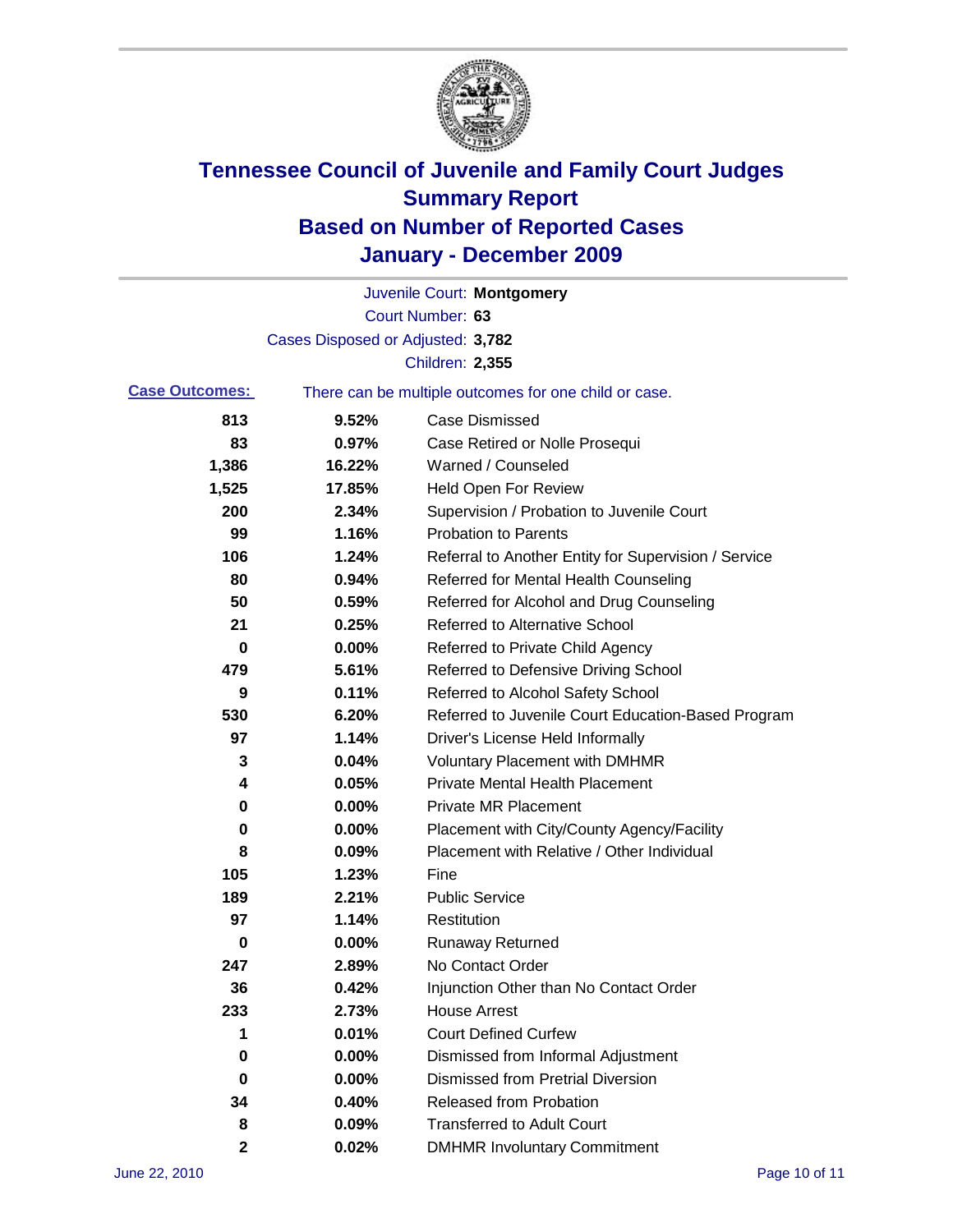# Tennessee Council of Juvenile and Family Court Judges
## Summary Report
## Based on Number of Reported Cases
## January - December 2009

Juvenile Court: **Montgomery**
Court Number: **63**
Cases Disposed or Adjusted: **3,782**
Children: **2,355**

**Case Outcomes:** There can be multiple outcomes for one child or case.

| Count | Percent | Outcome |
|---|---|---|
| 813 | 9.52% | Case Dismissed |
| 83 | 0.97% | Case Retired or Nolle Prosequi |
| 1,386 | 16.22% | Warned / Counseled |
| 1,525 | 17.85% | Held Open For Review |
| 200 | 2.34% | Supervision / Probation to Juvenile Court |
| 99 | 1.16% | Probation to Parents |
| 106 | 1.24% | Referral to Another Entity for Supervision / Service |
| 80 | 0.94% | Referred for Mental Health Counseling |
| 50 | 0.59% | Referred for Alcohol and Drug Counseling |
| 21 | 0.25% | Referred to Alternative School |
| 0 | 0.00% | Referred to Private Child Agency |
| 479 | 5.61% | Referred to Defensive Driving School |
| 9 | 0.11% | Referred to Alcohol Safety School |
| 530 | 6.20% | Referred to Juvenile Court Education-Based Program |
| 97 | 1.14% | Driver's License Held Informally |
| 3 | 0.04% | Voluntary Placement with DMHMR |
| 4 | 0.05% | Private Mental Health Placement |
| 0 | 0.00% | Private MR Placement |
| 0 | 0.00% | Placement with City/County Agency/Facility |
| 8 | 0.09% | Placement with Relative / Other Individual |
| 105 | 1.23% | Fine |
| 189 | 2.21% | Public Service |
| 97 | 1.14% | Restitution |
| 0 | 0.00% | Runaway Returned |
| 247 | 2.89% | No Contact Order |
| 36 | 0.42% | Injunction Other than No Contact Order |
| 233 | 2.73% | House Arrest |
| 1 | 0.01% | Court Defined Curfew |
| 0 | 0.00% | Dismissed from Informal Adjustment |
| 0 | 0.00% | Dismissed from Pretrial Diversion |
| 34 | 0.40% | Released from Probation |
| 8 | 0.09% | Transferred to Adult Court |
| 2 | 0.02% | DMHMR Involuntary Commitment |

June 22, 2010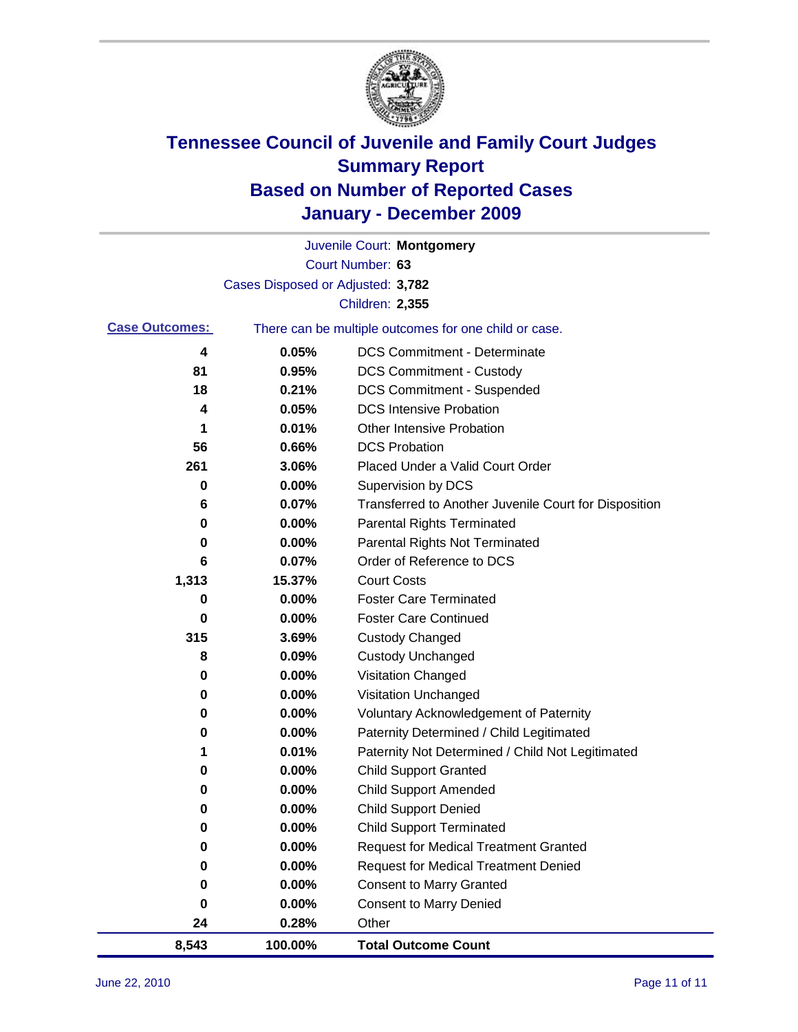# Tennessee Council of Juvenile and Family Court Judges
## Summary Report
## Based on Number of Reported Cases
## January - December 2009

Juvenile Court: **Montgomery**

Court Number: **63**

Cases Disposed or Adjusted: **3,782**

Children: **2,355**

**Case Outcomes:** There can be multiple outcomes for one child or case.

| | | |
|---|---|---|
| 4 | 0.05% | DCS Commitment - Determinate |
| 81 | 0.95% | DCS Commitment - Custody |
| 18 | 0.21% | DCS Commitment - Suspended |
| 4 | 0.05% | DCS Intensive Probation |
| 1 | 0.01% | Other Intensive Probation |
| 56 | 0.66% | DCS Probation |
| 261 | 3.06% | Placed Under a Valid Court Order |
| 0 | 0.00% | Supervision by DCS |
| 6 | 0.07% | Transferred to Another Juvenile Court for Disposition |
| 0 | 0.00% | Parental Rights Terminated |
| 0 | 0.00% | Parental Rights Not Terminated |
| 6 | 0.07% | Order of Reference to DCS |
| 1,313 | 15.37% | Court Costs |
| 0 | 0.00% | Foster Care Terminated |
| 0 | 0.00% | Foster Care Continued |
| 315 | 3.69% | Custody Changed |
| 8 | 0.09% | Custody Unchanged |
| 0 | 0.00% | Visitation Changed |
| 0 | 0.00% | Visitation Unchanged |
| 0 | 0.00% | Voluntary Acknowledgement of Paternity |
| 0 | 0.00% | Paternity Determined / Child Legitimated |
| 1 | 0.01% | Paternity Not Determined / Child Not Legitimated |
| 0 | 0.00% | Child Support Granted |
| 0 | 0.00% | Child Support Amended |
| 0 | 0.00% | Child Support Denied |
| 0 | 0.00% | Child Support Terminated |
| 0 | 0.00% | Request for Medical Treatment Granted |
| 0 | 0.00% | Request for Medical Treatment Denied |
| 0 | 0.00% | Consent to Marry Granted |
| 0 | 0.00% | Consent to Marry Denied |
| 24 | 0.28% | Other |
| **8,543** | **100.00%** | **Total Outcome Count** |

June 22, 2010